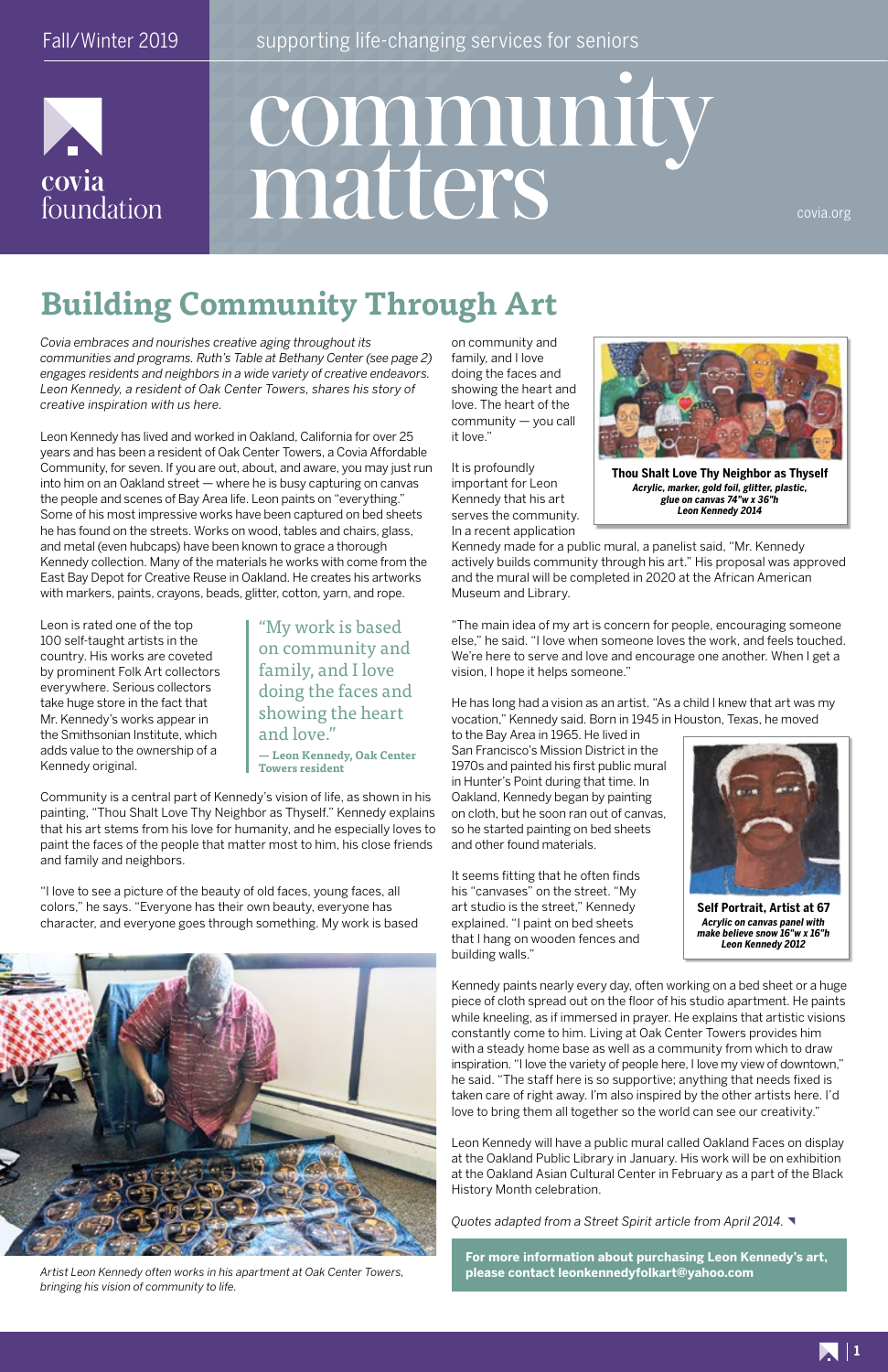Fall/Winter 2019 — supporting life-changing services for seniors

covia foundation

# community matters

covia.org

## Building Community Through Art

*Covia embraces and nourishes creative aging throughout its communities and programs. Ruth's Table at Bethany Center (see page 2) engages residents and neighbors in a wide variety of creative endeavors. Leon Kennedy, a resident of Oak Center Towers, shares his story of creative inspiration with us here.*

Leon Kennedy has lived and worked in Oakland, California for over 25 years and has been a resident of Oak Center Towers, a Covia Affordable Community, for seven. If you are out, about, and aware, you may just run into him on an Oakland street — where he is busy capturing on canvas the people and scenes of Bay Area life. Leon paints on "everything." Some of his most impressive works have been captured on bed sheets he has found on the streets. Works on wood, tables and chairs, glass, and metal (even hubcaps) have been known to grace a thorough Kennedy collection. Many of the materials he works with come from the East Bay Depot for Creative Reuse in Oakland. He creates his artworks with markers, paints, crayons, beads, glitter, cotton, yarn, and rope.

Leon is rated one of the top 100 self-taught artists in the country. His works are coveted by prominent Folk Art collectors everywhere. Serious collectors take huge store in the fact that Mr. Kennedy's works appear in the Smithsonian Institute, which adds value to the ownership of a Kennedy original.

> "My work is based on community and family, and I love doing the faces and showing the heart and love."
>
> — Leon Kennedy, Oak Center Towers resident

Community is a central part of Kennedy's vision of life, as shown in his painting, "Thou Shalt Love Thy Neighbor as Thyself." Kennedy explains that his art stems from his love for humanity, and he especially loves to paint the faces of the people that matter most to him, his close friends and family and neighbors.

"I love to see a picture of the beauty of old faces, young faces, all colors," he says. "Everyone has their own beauty, everyone has character, and everyone goes through something. My work is based on community and family, and I love doing the faces and showing the heart and love. The heart of the community — you call it love."

*Artist Leon Kennedy often works in his apartment at Oak Center Towers, bringing his vision of community to life.*

**Thou Shalt Love Thy Neighbor as Thyself**
***Acrylic, marker, gold foil, glitter, plastic, glue on canvas 74"w x 36"h***
***Leon Kennedy 2014***

It is profoundly important for Leon Kennedy that his art serves the community. In a recent application Kennedy made for a public mural, a panelist said, "Mr. Kennedy actively builds community through his art." His proposal was approved and the mural will be completed in 2020 at the African American Museum and Library.

"The main idea of my art is concern for people, encouraging someone else," he said. "I love when someone loves the work, and feels touched. We're here to serve and love and encourage one another. When I get a vision, I hope it helps someone."

He has long had a vision as an artist. "As a child I knew that art was my vocation," Kennedy said. Born in 1945 in Houston, Texas, he moved to the Bay Area in 1965. He lived in San Francisco's Mission District in the 1970s and painted his first public mural in Hunter's Point during that time. In Oakland, Kennedy began by painting on cloth, but he soon ran out of canvas, so he started painting on bed sheets and other found materials.

**Self Portrait, Artist at 67**
***Acrylic on canvas panel with make believe snow 16"w x 16"h***
***Leon Kennedy 2012***

It seems fitting that he often finds his "canvases" on the street. "My art studio is the street," Kennedy explained. "I paint on bed sheets that I hang on wooden fences and building walls."

Kennedy paints nearly every day, often working on a bed sheet or a huge piece of cloth spread out on the floor of his studio apartment. He paints while kneeling, as if immersed in prayer. He explains that artistic visions constantly come to him. Living at Oak Center Towers provides him with a steady home base as well as a community from which to draw inspiration. "I love the variety of people here, I love my view of downtown," he said. "The staff here is so supportive; anything that needs fixed is taken care of right away. I'm also inspired by the other artists here. I'd love to bring them all together so the world can see our creativity."

Leon Kennedy will have a public mural called Oakland Faces on display at the Oakland Public Library in January. His work will be on exhibition at the Oakland Asian Cultural Center in February as a part of the Black History Month celebration.

*Quotes adapted from a Street Spirit article from April 2014.*

**For more information about purchasing Leon Kennedy's art, please contact leonkennedyfolkart@yahoo.com**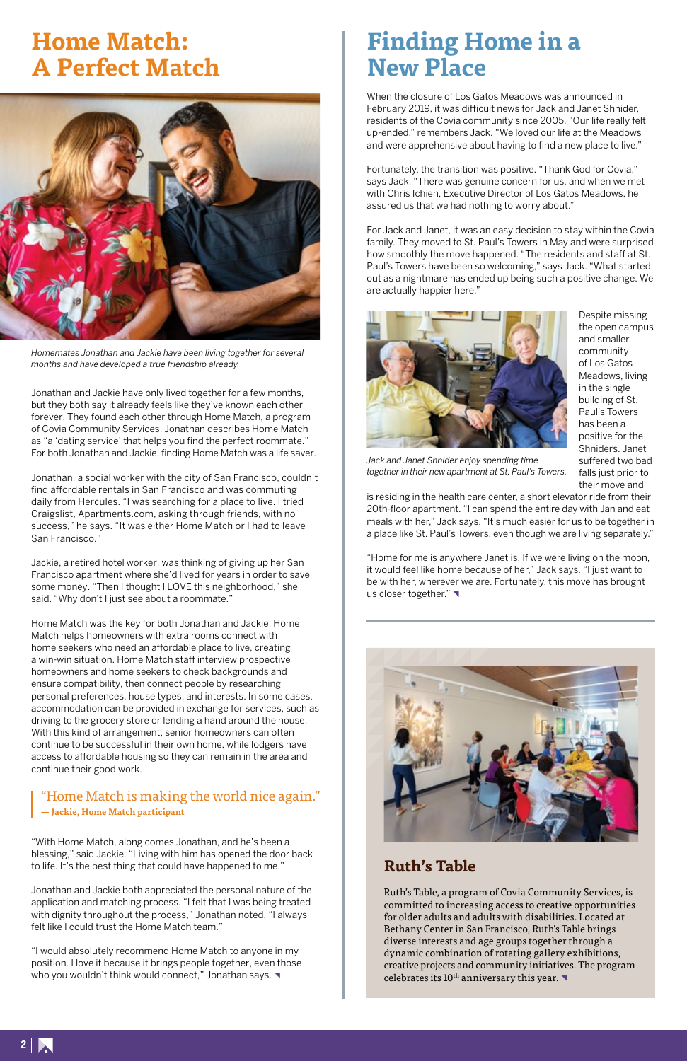# Home Match: A Perfect Match

*Homemates Jonathan and Jackie have been living together for several months and have developed a true friendship already.*

Jonathan and Jackie have only lived together for a few months, but they both say it already feels like they've known each other forever. They found each other through Home Match, a program of Covia Community Services. Jonathan describes Home Match as "a 'dating service' that helps you find the perfect roommate." For both Jonathan and Jackie, finding Home Match was a life saver.

Jonathan, a social worker with the city of San Francisco, couldn't find affordable rentals in San Francisco and was commuting daily from Hercules. "I was searching for a place to live. I tried Craigslist, Apartments.com, asking through friends, with no success," he says. "It was either Home Match or I had to leave San Francisco."

Jackie, a retired hotel worker, was thinking of giving up her San Francisco apartment where she'd lived for years in order to save some money. "Then I thought I LOVE this neighborhood," she said. "Why don't I just see about a roommate."

Home Match was the key for both Jonathan and Jackie. Home Match helps homeowners with extra rooms connect with home seekers who need an affordable place to live, creating a win-win situation. Home Match staff interview prospective homeowners and home seekers to check backgrounds and ensure compatibility, then connect people by researching personal preferences, house types, and interests. In some cases, accommodation can be provided in exchange for services, such as driving to the grocery store or lending a hand around the house. With this kind of arrangement, senior homeowners can often continue to be successful in their own home, while lodgers have access to affordable housing so they can remain in the area and continue their good work.

> "Home Match is making the world nice again."
> **— Jackie, Home Match participant**

"With Home Match, along comes Jonathan, and he's been a blessing," said Jackie. "Living with him has opened the door back to life. It's the best thing that could have happened to me."

Jonathan and Jackie both appreciated the personal nature of the application and matching process. "I felt that I was being treated with dignity throughout the process," Jonathan noted. "I always felt like I could trust the Home Match team."

"I would absolutely recommend Home Match to anyone in my position. I love it because it brings people together, even those who you wouldn't think would connect," Jonathan says.

# Finding Home in a New Place

When the closure of Los Gatos Meadows was announced in February 2019, it was difficult news for Jack and Janet Shnider, residents of the Covia community since 2005. "Our life really felt up-ended," remembers Jack. "We loved our life at the Meadows and were apprehensive about having to find a new place to live."

Fortunately, the transition was positive. "Thank God for Covia," says Jack. "There was genuine concern for us, and when we met with Chris Ichien, Executive Director of Los Gatos Meadows, he assured us that we had nothing to worry about."

For Jack and Janet, it was an easy decision to stay within the Covia family. They moved to St. Paul's Towers in May and were surprised how smoothly the move happened. "The residents and staff at St. Paul's Towers have been so welcoming," says Jack. "What started out as a nightmare has ended up being such a positive change. We are actually happier here."

*Jack and Janet Shnider enjoy spending time together in their new apartment at St. Paul's Towers.*

Despite missing the open campus and smaller community of Los Gatos Meadows, living in the single building of St. Paul's Towers has been a positive for the Shniders. Janet suffered two bad falls just prior to their move and is residing in the health care center, a short elevator ride from their 20th-floor apartment. "I can spend the entire day with Jan and eat meals with her," Jack says. "It's much easier for us to be together in a place like St. Paul's Towers, even though we are living separately."

"Home for me is anywhere Janet is. If we were living on the moon, it would feel like home because of her," Jack says. "I just want to be with her, wherever we are. Fortunately, this move has brought us closer together."

## Ruth's Table

Ruth's Table, a program of Covia Community Services, is committed to increasing access to creative opportunities for older adults and adults with disabilities. Located at Bethany Center in San Francisco, Ruth's Table brings diverse interests and age groups together through a dynamic combination of rotating gallery exhibitions, creative projects and community initiatives. The program celebrates its 10th anniversary this year.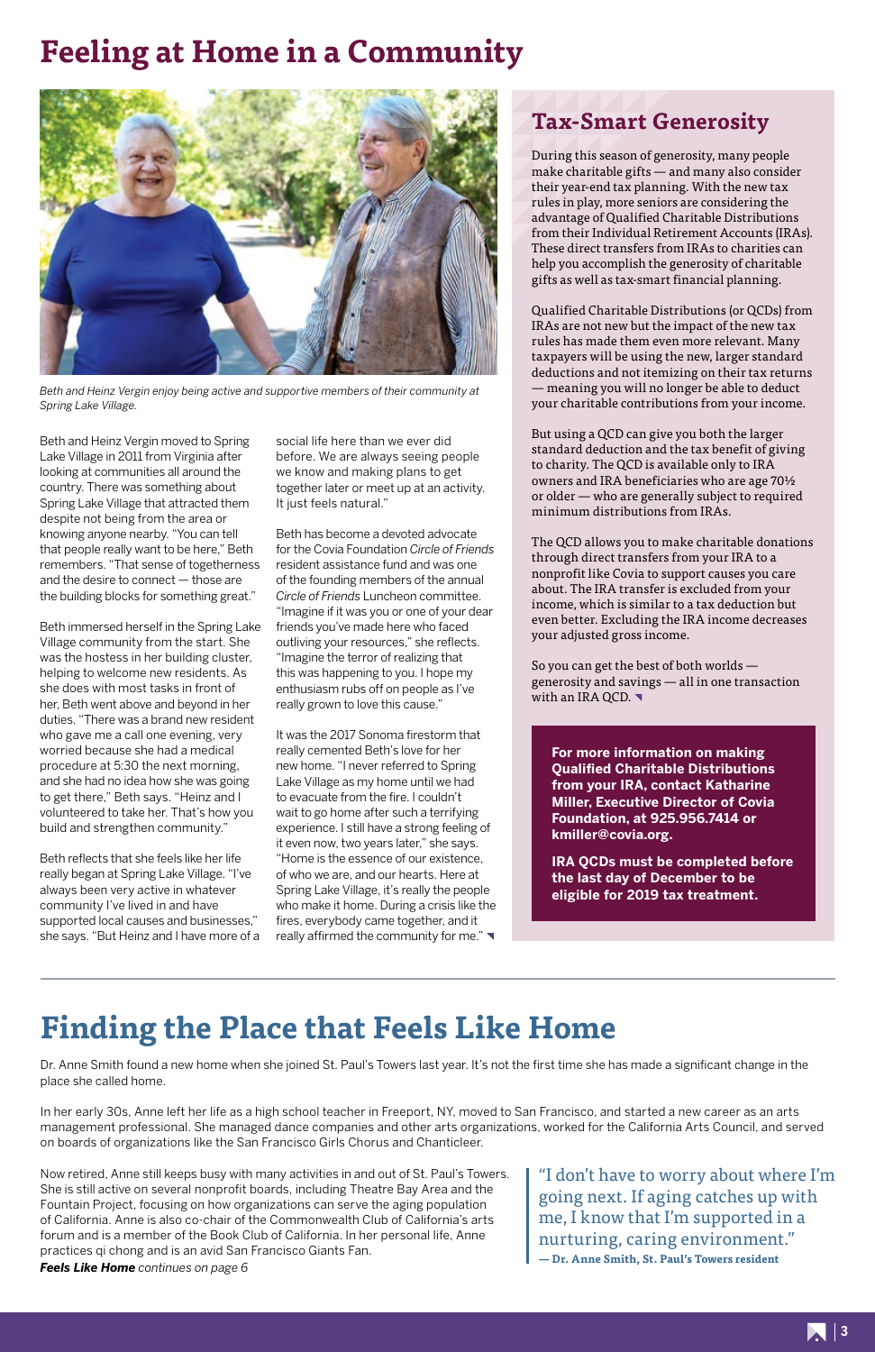# Feeling at Home in a Community

*Beth and Heinz Vergin enjoy being active and supportive members of their community at Spring Lake Village.*

Beth and Heinz Vergin moved to Spring Lake Village in 2011 from Virginia after looking at communities all around the country. There was something about Spring Lake Village that attracted them despite not being from the area or knowing anyone nearby. "You can tell that people really want to be here," Beth remembers. "That sense of togetherness and the desire to connect — those are the building blocks for something great."

Beth immersed herself in the Spring Lake Village community from the start. She was the hostess in her building cluster, helping to welcome new residents. As she does with most tasks in front of her, Beth went above and beyond in her duties. "There was a brand new resident who gave me a call one evening, very worried because she had a medical procedure at 5:30 the next morning, and she had no idea how she was going to get there," Beth says. "Heinz and I volunteered to take her. That's how you build and strengthen community."

Beth reflects that she feels like her life really began at Spring Lake Village. "I've always been very active in whatever community I've lived in and have supported local causes and businesses," she says. "But Heinz and I have more of a social life here than we ever did before. We are always seeing people we know and making plans to get together later or meet up at an activity. It just feels natural."

Beth has become a devoted advocate for the Covia Foundation *Circle of Friends* resident assistance fund and was one of the founding members of the annual *Circle of Friends* Luncheon committee. "Imagine if it was you or one of your dear friends you've made here who faced outliving your resources," she reflects. "Imagine the terror of realizing that this was happening to you. I hope my enthusiasm rubs off on people as I've really grown to love this cause."

It was the 2017 Sonoma firestorm that really cemented Beth's love for her new home. "I never referred to Spring Lake Village as my home until we had to evacuate from the fire. I couldn't wait to go home after such a terrifying experience. I still have a strong feeling of it even now, two years later," she says. "Home is the essence of our existence, of who we are, and our hearts. Here at Spring Lake Village, it's really the people who make it home. During a crisis like the fires, everybody came together, and it really affirmed the community for me."

## Tax-Smart Generosity

During this season of generosity, many people make charitable gifts — and many also consider their year-end tax planning. With the new tax rules in play, more seniors are considering the advantage of Qualified Charitable Distributions from their Individual Retirement Accounts (IRAs). These direct transfers from IRAs to charities can help you accomplish the generosity of charitable gifts as well as tax-smart financial planning.

Qualified Charitable Distributions (or QCDs) from IRAs are not new but the impact of the new tax rules has made them even more relevant. Many taxpayers will be using the new, larger standard deductions and not itemizing on their tax returns — meaning you will no longer be able to deduct your charitable contributions from your income.

But using a QCD can give you both the larger standard deduction and the tax benefit of giving to charity. The QCD is available only to IRA owners and IRA beneficiaries who are age 70½ or older — who are generally subject to required minimum distributions from IRAs.

The QCD allows you to make charitable donations through direct transfers from your IRA to a nonprofit like Covia to support causes you care about. The IRA transfer is excluded from your income, which is similar to a tax deduction but even better. Excluding the IRA income decreases your adjusted gross income.

So you can get the best of both worlds — generosity and savings — all in one transaction with an IRA QCD.

**For more information on making Qualified Charitable Distributions from your IRA, contact Katharine Miller, Executive Director of Covia Foundation, at 925.956.7414 or kmiller@covia.org.**

**IRA QCDs must be completed before the last day of December to be eligible for 2019 tax treatment.**

# Finding the Place that Feels Like Home

Dr. Anne Smith found a new home when she joined St. Paul's Towers last year. It's not the first time she has made a significant change in the place she called home.

In her early 30s, Anne left her life as a high school teacher in Freeport, NY, moved to San Francisco, and started a new career as an arts management professional. She managed dance companies and other arts organizations, worked for the California Arts Council, and served on boards of organizations like the San Francisco Girls Chorus and Chanticleer.

Now retired, Anne still keeps busy with many activities in and out of St. Paul's Towers. She is still active on several nonprofit boards, including Theatre Bay Area and the Fountain Project, focusing on how organizations can serve the aging population of California. Anne is also co-chair of the Commonwealth Club of California's arts forum and is a member of the Book Club of California. In her personal life, Anne practices qi chong and is an avid San Francisco Giants Fan.

***Feels Like Home*** *continues on page 6*

> "I don't have to worry about where I'm going next. If aging catches up with me, I know that I'm supported in a nurturing, caring environment."
> **— Dr. Anne Smith, St. Paul's Towers resident**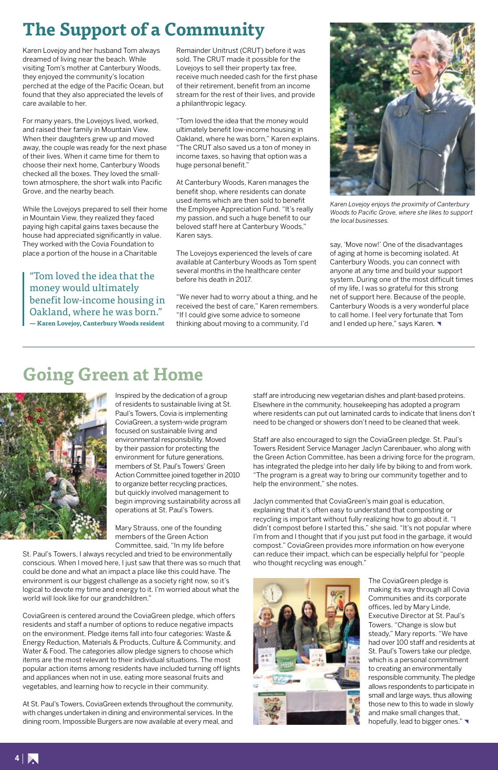# The Support of a Community

Karen Lovejoy and her husband Tom always dreamed of living near the beach. While visiting Tom's mother at Canterbury Woods, they enjoyed the community's location perched at the edge of the Pacific Ocean, but found that they also appreciated the levels of care available to her.

For many years, the Lovejoys lived, worked, and raised their family in Mountain View. When their daughters grew up and moved away, the couple was ready for the next phase of their lives. When it came time for them to choose their next home, Canterbury Woods checked all the boxes. They loved the small-town atmosphere, the short walk into Pacific Grove, and the nearby beach.

While the Lovejoys prepared to sell their home in Mountain View, they realized they faced paying high capital gains taxes because the house had appreciated significantly in value. They worked with the Covia Foundation to place a portion of the house in a Charitable Remainder Unitrust (CRUT) before it was sold. The CRUT made it possible for the Lovejoys to sell their property tax free, receive much needed cash for the first phase of their retirement, benefit from an income stream for the rest of their lives, and provide a philanthropic legacy.

> "Tom loved the idea that the money would ultimately benefit low-income housing in Oakland, where he was born."
> **— Karen Lovejoy, Canterbury Woods resident**

"Tom loved the idea that the money would ultimately benefit low-income housing in Oakland, where he was born," Karen explains. "The CRUT also saved us a ton of money in income taxes, so having that option was a huge personal benefit."

At Canterbury Woods, Karen manages the benefit shop, where residents can donate used items which are then sold to benefit the Employee Appreciation Fund. "It's really my passion, and such a huge benefit to our beloved staff here at Canterbury Woods," Karen says.

The Lovejoys experienced the levels of care available at Canterbury Woods as Tom spent several months in the healthcare center before his death in 2017.

"We never had to worry about a thing, and he received the best of care," Karen remembers. "If I could give some advice to someone thinking about moving to a community, I'd say, 'Move now!' One of the disadvantages of aging at home is becoming isolated. At Canterbury Woods, you can connect with anyone at any time and build your support system. During one of the most difficult times of my life, I was so grateful for this strong net of support here. Because of the people, Canterbury Woods is a very wonderful place to call home. I feel very fortunate that Tom and I ended up here," says Karen.

*Karen Lovejoy enjoys the proximity of Canterbury Woods to Pacific Grove, where she likes to support the local businesses.*

# Going Green at Home

Inspired by the dedication of a group of residents to sustainable living at St. Paul's Towers, Covia is implementing CoviaGreen, a system-wide program focused on sustainable living and environmental responsibility. Moved by their passion for protecting the environment for future generations, members of St. Paul's Towers' Green Action Committee joined together in 2010 to organize better recycling practices, but quickly involved management to begin improving sustainability across all operations at St. Paul's Towers.

Mary Strauss, one of the founding members of the Green Action Committee, said, "In my life before St. Paul's Towers, I always recycled and tried to be environmentally conscious. When I moved here, I just saw that there was so much that could be done and what an impact a place like this could have. The environment is our biggest challenge as a society right now, so it's logical to devote my time and energy to it. I'm worried about what the world will look like for our grandchildren."

CoviaGreen is centered around the CoviaGreen pledge, which offers residents and staff a number of options to reduce negative impacts on the environment. Pledge items fall into four categories: Waste & Energy Reduction, Materials & Products, Culture & Community, and Water & Food. The categories allow pledge signers to choose which items are the most relevant to their individual situations. The most popular action items among residents have included turning off lights and appliances when not in use, eating more seasonal fruits and vegetables, and learning how to recycle in their community.

At St. Paul's Towers, CoviaGreen extends throughout the community, with changes undertaken in dining and environmental services. In the dining room, Impossible Burgers are now available at every meal, and staff are introducing new vegetarian dishes and plant-based proteins. Elsewhere in the community, housekeeping has adopted a program where residents can put out laminated cards to indicate that linens don't need to be changed or showers don't need to be cleaned that week.

Staff are also encouraged to sign the CoviaGreen pledge. St. Paul's Towers Resident Service Manager Jaclyn Carenbauer, who along with the Green Action Committee, has been a driving force for the program, has integrated the pledge into her daily life by biking to and from work. "The program is a great way to bring our community together and to help the environment," she notes.

Jaclyn commented that CoviaGreen's main goal is education, explaining that it's often easy to understand that composting or recycling is important without fully realizing how to go about it. "I didn't compost before I started this," she said. "It's not popular where I'm from and I thought that if you just put food in the garbage, it would compost." CoviaGreen provides more information on how everyone can reduce their impact, which can be especially helpful for "people who thought recycling was enough."

The CoviaGreen pledge is making its way through all Covia Communities and its corporate offices, led by Mary Linde, Executive Director at St. Paul's Towers. "Change is slow but steady," Mary reports. "We have had over 100 staff and residents at St. Paul's Towers take our pledge, which is a personal commitment to creating an environmentally responsible community. The pledge allows respondents to participate in small and large ways, thus allowing those new to this to wade in slowly and make small changes that, hopefully, lead to bigger ones."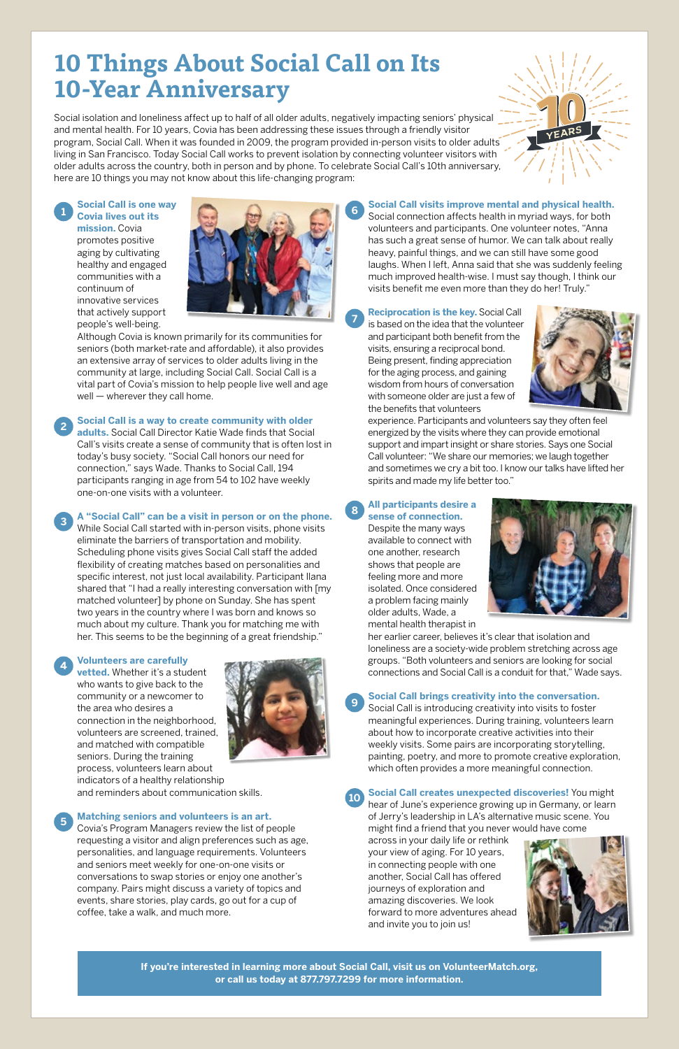# 10 Things About Social Call on Its 10-Year Anniversary

Social isolation and loneliness affect up to half of all older adults, negatively impacting seniors' physical and mental health. For 10 years, Covia has been addressing these issues through a friendly visitor program, Social Call. When it was founded in 2009, the program provided in-person visits to older adults living in San Francisco. Today Social Call works to prevent isolation by connecting volunteer visitors with older adults across the country, both in person and by phone. To celebrate Social Call's 10th anniversary, here are 10 things you may not know about this life-changing program:

**1. Social Call is one way Covia lives out its mission.** Covia promotes positive aging by cultivating healthy and engaged communities with a continuum of innovative services that actively support people's well-being. Although Covia is known primarily for its communities for seniors (both market-rate and affordable), it also provides an extensive array of services to older adults living in the community at large, including Social Call. Social Call is a vital part of Covia's mission to help people live well and age well — wherever they call home.

**2. Social Call is a way to create community with older adults.** Social Call Director Katie Wade finds that Social Call's visits create a sense of community that is often lost in today's busy society. "Social Call honors our need for connection," says Wade. Thanks to Social Call, 194 participants ranging in age from 54 to 102 have weekly one-on-one visits with a volunteer.

**3. A "Social Call" can be a visit in person or on the phone.** While Social Call started with in-person visits, phone visits eliminate the barriers of transportation and mobility. Scheduling phone visits gives Social Call staff the added flexibility of creating matches based on personalities and specific interest, not just local availability. Participant Ilana shared that "I had a really interesting conversation with [my matched volunteer] by phone on Sunday. She has spent two years in the country where I was born and knows so much about my culture. Thank you for matching me with her. This seems to be the beginning of a great friendship."

**4. Volunteers are carefully vetted.** Whether it's a student who wants to give back to the community or a newcomer to the area who desires a connection in the neighborhood, volunteers are screened, trained, and matched with compatible seniors. During the training process, volunteers learn about indicators of a healthy relationship and reminders about communication skills.

**5. Matching seniors and volunteers is an art.** Covia's Program Managers review the list of people requesting a visitor and align preferences such as age, personalities, and language requirements. Volunteers and seniors meet weekly for one-on-one visits or conversations to swap stories or enjoy one another's company. Pairs might discuss a variety of topics and events, share stories, play cards, go out for a cup of coffee, take a walk, and much more.

**6. Social Call visits improve mental and physical health.** Social connection affects health in myriad ways, for both volunteers and participants. One volunteer notes, "Anna has such a great sense of humor. We can talk about really heavy, painful things, and we can still have some good laughs. When I left, Anna said that she was suddenly feeling much improved health-wise. I must say though, I think our visits benefit me even more than they do her! Truly."

**7. Reciprocation is the key.** Social Call is based on the idea that the volunteer and participant both benefit from the visits, ensuring a reciprocal bond. Being present, finding appreciation for the aging process, and gaining wisdom from hours of conversation with someone older are just a few of the benefits that volunteers experience. Participants and volunteers say they often feel energized by the visits where they can provide emotional support and impart insight or share stories. Says one Social Call volunteer: "We share our memories; we laugh together and sometimes we cry a bit too. I know our talks have lifted her spirits and made my life better too."

**8. All participants desire a sense of connection.** Despite the many ways available to connect with one another, research shows that people are feeling more and more isolated. Once considered a problem facing mainly older adults, Wade, a mental health therapist in her earlier career, believes it's clear that isolation and loneliness are a society-wide problem stretching across age groups. "Both volunteers and seniors are looking for social connections and Social Call is a conduit for that," Wade says.

**9. Social Call brings creativity into the conversation.** Social Call is introducing creativity into visits to foster meaningful experiences. During training, volunteers learn about how to incorporate creative activities into their weekly visits. Some pairs are incorporating storytelling, painting, poetry, and more to promote creative exploration, which often provides a more meaningful connection.

**10. Social Call creates unexpected discoveries!** You might hear of June's experience growing up in Germany, or learn of Jerry's leadership in LA's alternative music scene. You might find a friend that you never would have come across in your daily life or rethink your view of aging. For 10 years, in connecting people with one another, Social Call has offered journeys of exploration and amazing discoveries. We look forward to more adventures ahead and invite you to join us!

**If you're interested in learning more about Social Call, visit us on VolunteerMatch.org, or call us today at 877.797.7299 for more information.**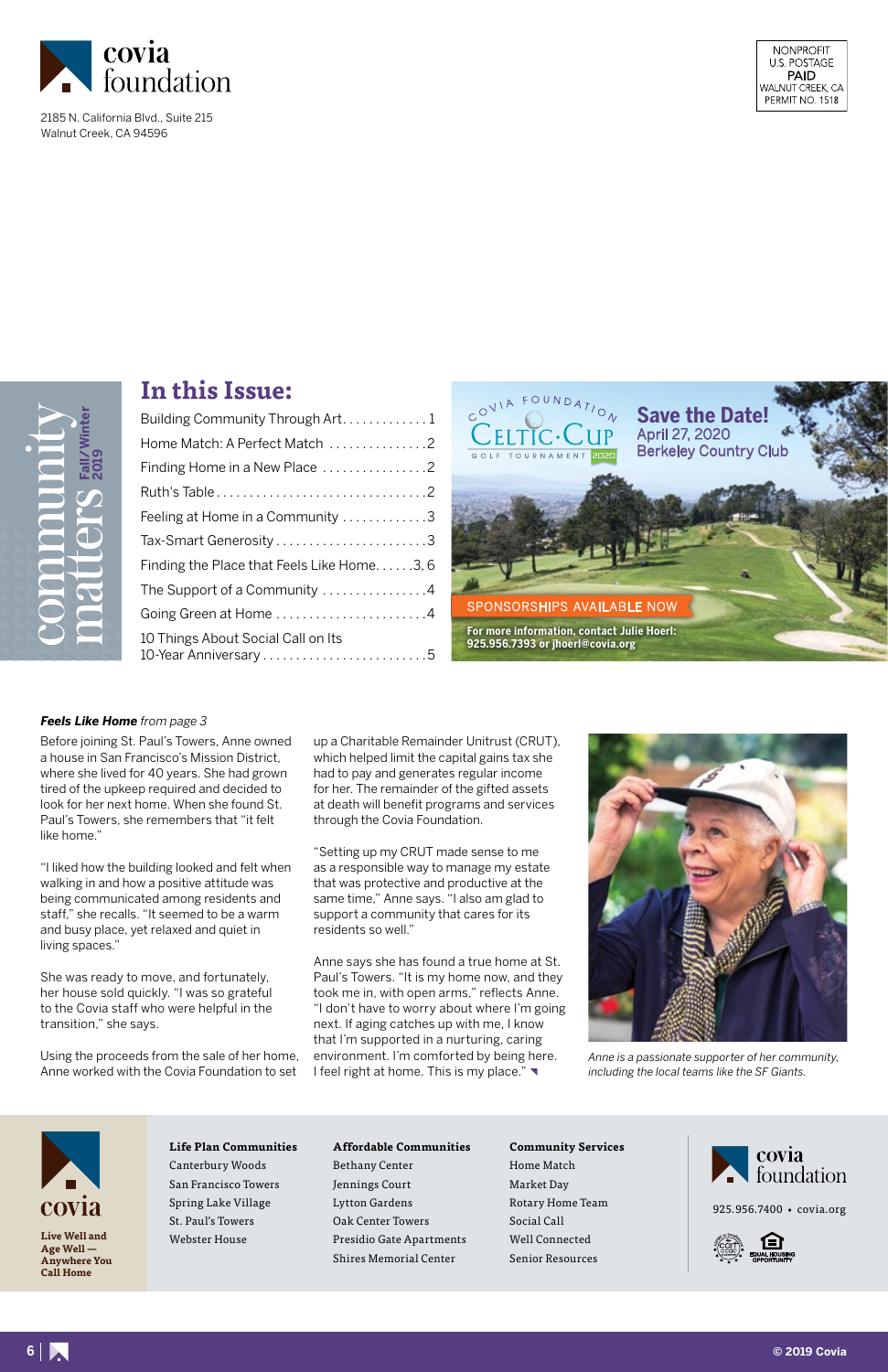covia foundation

2185 N. California Blvd., Suite 215
Walnut Creek, CA 94596

NONPROFIT
U.S. POSTAGE
PAID
WALNUT CREEK, CA
PERMIT NO. 1518

community matters Fall/Winter 2019

## In this Issue:

- Building Community Through Art . . . . . . . . . . . . 1
- Home Match: A Perfect Match . . . . . . . . . . . . . . 2
- Finding Home in a New Place . . . . . . . . . . . . . . . 2
- Ruth's Table . . . . . . . . . . . . . . . . . . . . . . . . . . . 2
- Feeling at Home in a Community . . . . . . . . . . . . 3
- Tax-Smart Generosity . . . . . . . . . . . . . . . . . . . . . 3
- Finding the Place that Feels Like Home . . . . . . 3, 6
- The Support of a Community . . . . . . . . . . . . . . . 4
- Going Green at Home . . . . . . . . . . . . . . . . . . . . . 4
- 10 Things About Social Call on Its 10-Year Anniversary . . . . . . . . . . . . . . . . . . . . . . . . . 5

COVIA FOUNDATION CELTIC CUP GOLF TOURNAMENT 2020

**Save the Date!**
April 27, 2020
Berkeley Country Club

SPONSORSHIPS AVAILABLE NOW

**For more information, contact Julie Hoerl: 925.956.7393 or jhoerl@covia.org**

***Feels Like Home*** *from page 3*

Before joining St. Paul's Towers, Anne owned a house in San Francisco's Mission District, where she lived for 40 years. She had grown tired of the upkeep required and decided to look for her next home. When she found St. Paul's Towers, she remembers that "it felt like home."

"I liked how the building looked and felt when walking in and how a positive attitude was being communicated among residents and staff," she recalls. "It seemed to be a warm and busy place, yet relaxed and quiet in living spaces."

She was ready to move, and fortunately, her house sold quickly. "I was so grateful to the Covia staff who were helpful in the transition," she says.

Using the proceeds from the sale of her home, Anne worked with the Covia Foundation to set up a Charitable Remainder Unitrust (CRUT), which helped limit the capital gains tax she had to pay and generates regular income for her. The remainder of the gifted assets at death will benefit programs and services through the Covia Foundation.

"Setting up my CRUT made sense to me as a responsible way to manage my estate that was protective and productive at the same time," Anne says. "I also am glad to support a community that cares for its residents so well."

Anne says she has found a true home at St. Paul's Towers. "It is my home now, and they took me in, with open arms," reflects Anne. "I don't have to worry about where I'm going next. If aging catches up with me, I know that I'm supported in a nurturing, caring environment. I'm comforted by being here. I feel right at home. This is my place."

*Anne is a passionate supporter of her community, including the local teams like the SF Giants.*

covia
**Live Well and Age Well — Anywhere You Call Home**

**Life Plan Communities**
Canterbury Woods
San Francisco Towers
Spring Lake Village
St. Paul's Towers
Webster House

**Affordable Communities**
Bethany Center
Jennings Court
Lytton Gardens
Oak Center Towers
Presidio Gate Apartments
Shires Memorial Center

**Community Services**
Home Match
Market Day
Rotary Home Team
Social Call
Well Connected
Senior Resources

covia foundation
925.956.7400 • covia.org

EQUAL HOUSING OPPORTUNITY

**© 2019 Covia**